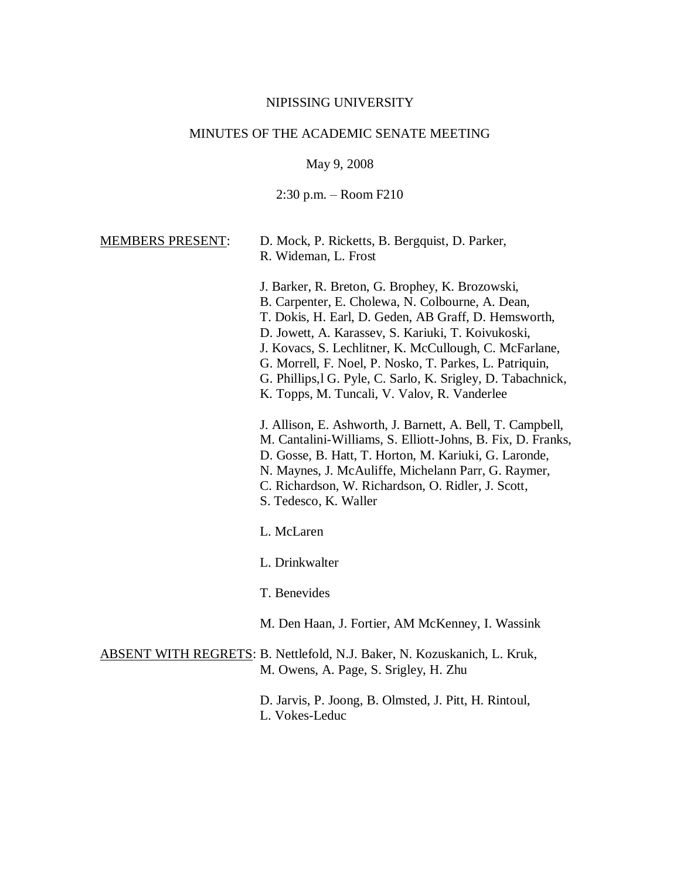NIPISSING UNIVERSITY

MINUTES OF THE ACADEMIC SENATE MEETING

May 9, 2008

2:30 p.m. – Room F210

MEMBERS PRESENT: D. Mock, P. Ricketts, B. Bergquist, D. Parker, R. Wideman, L. Frost

J. Barker, R. Breton, G. Brophey, K. Brozowski, B. Carpenter, E. Cholewa, N. Colbourne, A. Dean, T. Dokis, H. Earl, D. Geden, AB Graff, D. Hemsworth, D. Jowett, A. Karassev, S. Kariuki, T. Koivukoski, J. Kovacs, S. Lechlitner, K. McCullough, C. McFarlane, G. Morrell, F. Noel, P. Nosko, T. Parkes, L. Patriquin, G. Phillips,l G. Pyle, C. Sarlo, K. Srigley, D. Tabachnick, K. Topps, M. Tuncali, V. Valov, R. Vanderlee

J. Allison, E. Ashworth, J. Barnett, A. Bell, T. Campbell, M. Cantalini-Williams, S. Elliott-Johns, B. Fix, D. Franks, D. Gosse, B. Hatt, T. Horton, M. Kariuki, G. Laronde, N. Maynes, J. McAuliffe, Michelann Parr, G. Raymer, C. Richardson, W. Richardson, O. Ridler, J. Scott, S. Tedesco, K. Waller

L. McLaren

L. Drinkwalter

T. Benevides

M. Den Haan, J. Fortier, AM McKenney, I. Wassink

ABSENT WITH REGRETS: B. Nettlefold, N.J. Baker, N. Kozuskanich, L. Kruk, M. Owens, A. Page, S. Srigley, H. Zhu

D. Jarvis, P. Joong, B. Olmsted, J. Pitt, H. Rintoul, L. Vokes-Leduc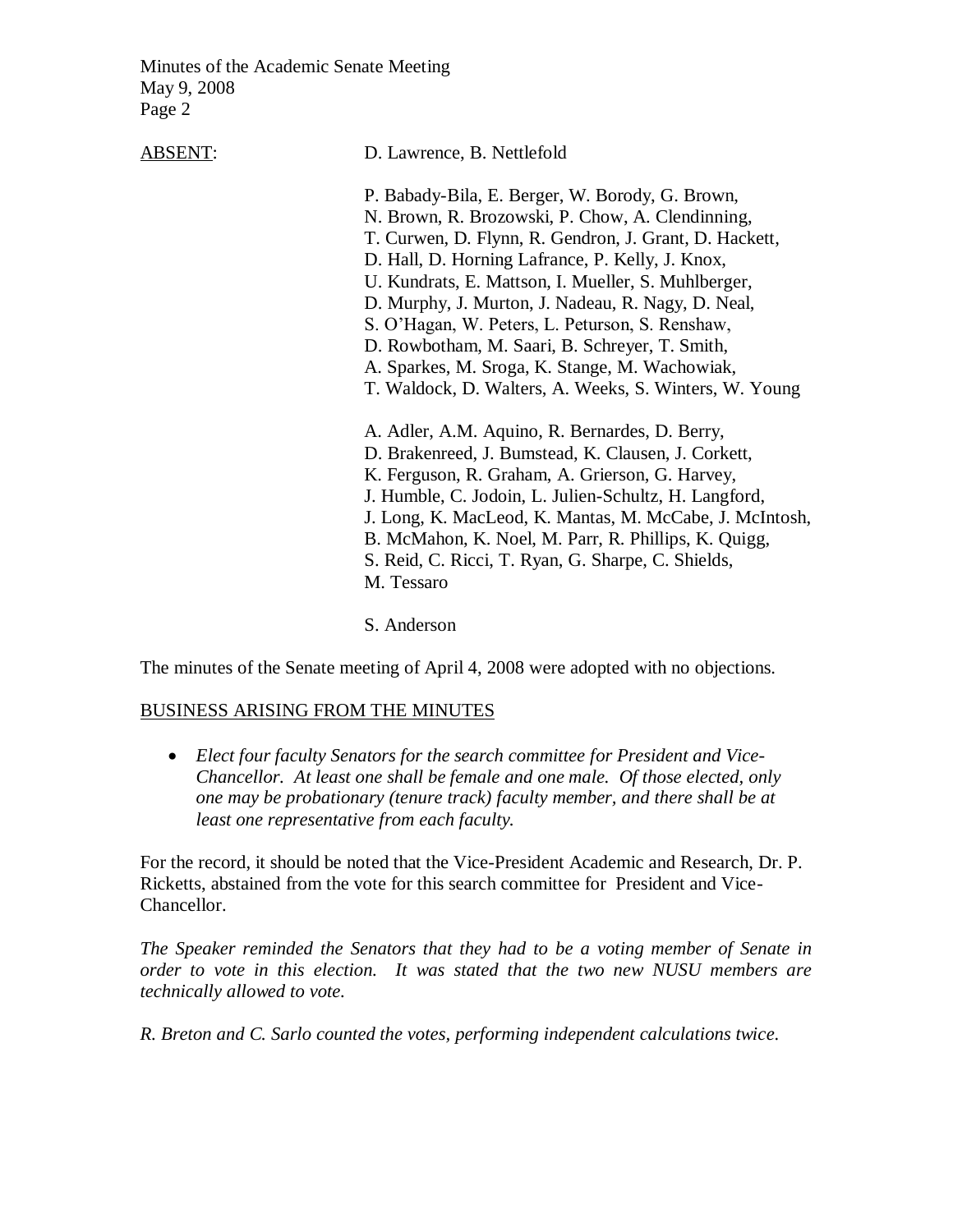ABSENT: D. Lawrence, B. Nettlefold

P. Babady-Bila, E. Berger, W. Borody, G. Brown, N. Brown, R. Brozowski, P. Chow, A. Clendinning, T. Curwen, D. Flynn, R. Gendron, J. Grant, D. Hackett, D. Hall, D. Horning Lafrance, P. Kelly, J. Knox, U. Kundrats, E. Mattson, I. Mueller, S. Muhlberger, D. Murphy, J. Murton, J. Nadeau, R. Nagy, D. Neal, S. O'Hagan, W. Peters, L. Peturson, S. Renshaw, D. Rowbotham, M. Saari, B. Schreyer, T. Smith, A. Sparkes, M. Sroga, K. Stange, M. Wachowiak, T. Waldock, D. Walters, A. Weeks, S. Winters, W. Young

A. Adler, A.M. Aquino, R. Bernardes, D. Berry, D. Brakenreed, J. Bumstead, K. Clausen, J. Corkett, K. Ferguson, R. Graham, A. Grierson, G. Harvey, J. Humble, C. Jodoin, L. Julien-Schultz, H. Langford, J. Long, K. MacLeod, K. Mantas, M. McCabe, J. McIntosh, B. McMahon, K. Noel, M. Parr, R. Phillips, K. Quigg, S. Reid, C. Ricci, T. Ryan, G. Sharpe, C. Shields, M. Tessaro

S. Anderson

The minutes of the Senate meeting of April 4, 2008 were adopted with no objections.

## BUSINESS ARISING FROM THE MINUTES

- *Elect four faculty Senators for the search committee for President and Vice-Chancellor. At least one shall be female and one male. Of those elected, only one may be probationary (tenure track) faculty member, and there shall be at least one representative from each faculty.*

For the record, it should be noted that the Vice-President Academic and Research, Dr. P. Ricketts, abstained from the vote for this search committee for President and Vice-Chancellor.

*The Speaker reminded the Senators that they had to be a voting member of Senate in order to vote in this election. It was stated that the two new NUSU members are technically allowed to vote.*

*R. Breton and C. Sarlo counted the votes, performing independent calculations twice.*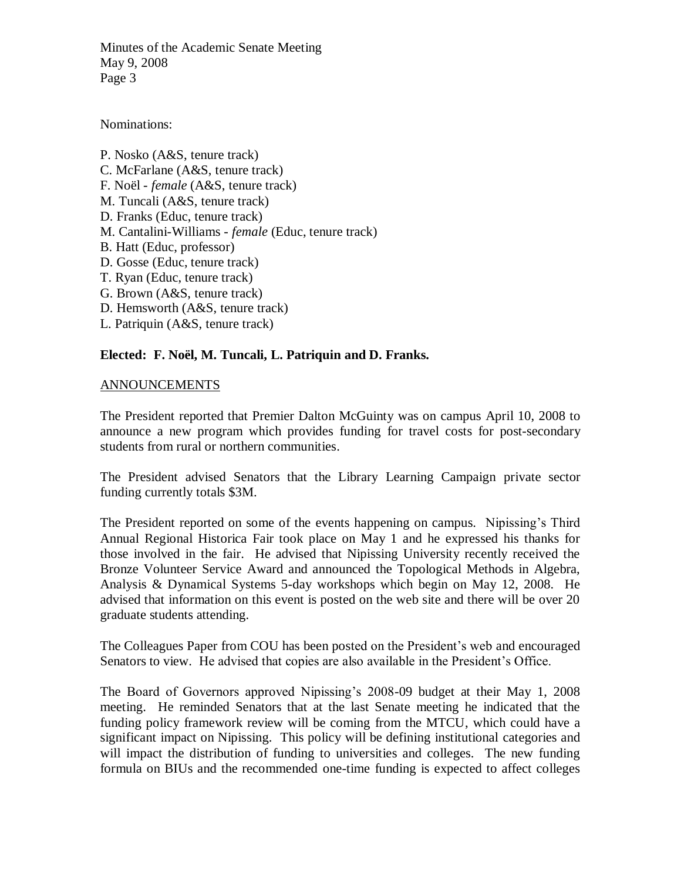Nominations:

P. Nosko (A&S, tenure track)
C. McFarlane (A&S, tenure track)
F. Noël - *female* (A&S, tenure track)
M. Tuncali (A&S, tenure track)
D. Franks (Educ, tenure track)
M. Cantalini-Williams - *female* (Educ, tenure track)
B. Hatt (Educ, professor)
D. Gosse (Educ, tenure track)
T. Ryan (Educ, tenure track)
G. Brown (A&S, tenure track)
D. Hemsworth (A&S, tenure track)
L. Patriquin (A&S, tenure track)

**Elected: F. Noël, M. Tuncali, L. Patriquin and D. Franks.**

ANNOUNCEMENTS

The President reported that Premier Dalton McGuinty was on campus April 10, 2008 to announce a new program which provides funding for travel costs for post-secondary students from rural or northern communities.

The President advised Senators that the Library Learning Campaign private sector funding currently totals $3M.

The President reported on some of the events happening on campus. Nipissing's Third Annual Regional Historica Fair took place on May 1 and he expressed his thanks for those involved in the fair. He advised that Nipissing University recently received the Bronze Volunteer Service Award and announced the Topological Methods in Algebra, Analysis & Dynamical Systems 5-day workshops which begin on May 12, 2008. He advised that information on this event is posted on the web site and there will be over 20 graduate students attending.

The Colleagues Paper from COU has been posted on the President's web and encouraged Senators to view. He advised that copies are also available in the President's Office.

The Board of Governors approved Nipissing's 2008-09 budget at their May 1, 2008 meeting. He reminded Senators that at the last Senate meeting he indicated that the funding policy framework review will be coming from the MTCU, which could have a significant impact on Nipissing. This policy will be defining institutional categories and will impact the distribution of funding to universities and colleges. The new funding formula on BIUs and the recommended one-time funding is expected to affect colleges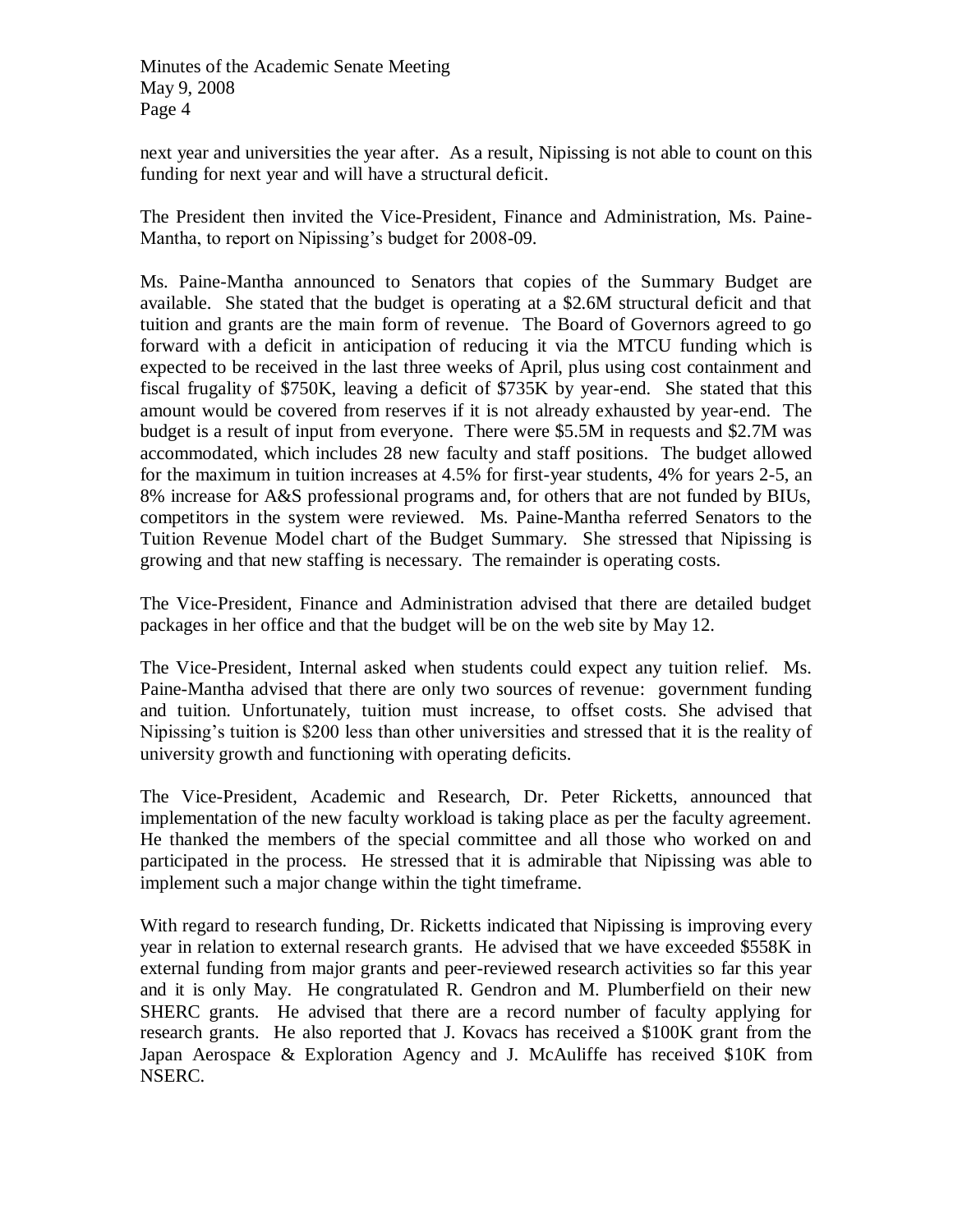next year and universities the year after. As a result, Nipissing is not able to count on this funding for next year and will have a structural deficit.

The President then invited the Vice-President, Finance and Administration, Ms. Paine-Mantha, to report on Nipissing's budget for 2008-09.

Ms. Paine-Mantha announced to Senators that copies of the Summary Budget are available. She stated that the budget is operating at a $2.6M structural deficit and that tuition and grants are the main form of revenue. The Board of Governors agreed to go forward with a deficit in anticipation of reducing it via the MTCU funding which is expected to be received in the last three weeks of April, plus using cost containment and fiscal frugality of $750K, leaving a deficit of $735K by year-end. She stated that this amount would be covered from reserves if it is not already exhausted by year-end. The budget is a result of input from everyone. There were $5.5M in requests and $2.7M was accommodated, which includes 28 new faculty and staff positions. The budget allowed for the maximum in tuition increases at 4.5% for first-year students, 4% for years 2-5, an 8% increase for A&S professional programs and, for others that are not funded by BIUs, competitors in the system were reviewed. Ms. Paine-Mantha referred Senators to the Tuition Revenue Model chart of the Budget Summary. She stressed that Nipissing is growing and that new staffing is necessary. The remainder is operating costs.

The Vice-President, Finance and Administration advised that there are detailed budget packages in her office and that the budget will be on the web site by May 12.

The Vice-President, Internal asked when students could expect any tuition relief. Ms. Paine-Mantha advised that there are only two sources of revenue: government funding and tuition. Unfortunately, tuition must increase, to offset costs. She advised that Nipissing's tuition is $200 less than other universities and stressed that it is the reality of university growth and functioning with operating deficits.

The Vice-President, Academic and Research, Dr. Peter Ricketts, announced that implementation of the new faculty workload is taking place as per the faculty agreement. He thanked the members of the special committee and all those who worked on and participated in the process. He stressed that it is admirable that Nipissing was able to implement such a major change within the tight timeframe.

With regard to research funding, Dr. Ricketts indicated that Nipissing is improving every year in relation to external research grants. He advised that we have exceeded $558K in external funding from major grants and peer-reviewed research activities so far this year and it is only May. He congratulated R. Gendron and M. Plumberfield on their new SHERC grants. He advised that there are a record number of faculty applying for research grants. He also reported that J. Kovacs has received a $100K grant from the Japan Aerospace & Exploration Agency and J. McAuliffe has received $10K from NSERC.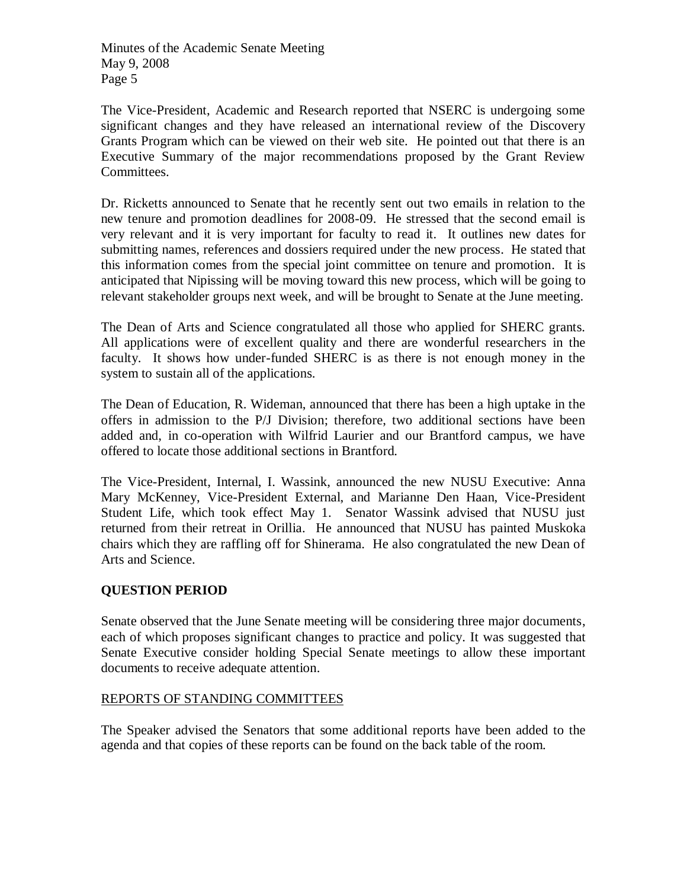The Vice-President, Academic and Research reported that NSERC is undergoing some significant changes and they have released an international review of the Discovery Grants Program which can be viewed on their web site. He pointed out that there is an Executive Summary of the major recommendations proposed by the Grant Review Committees.

Dr. Ricketts announced to Senate that he recently sent out two emails in relation to the new tenure and promotion deadlines for 2008-09. He stressed that the second email is very relevant and it is very important for faculty to read it. It outlines new dates for submitting names, references and dossiers required under the new process. He stated that this information comes from the special joint committee on tenure and promotion. It is anticipated that Nipissing will be moving toward this new process, which will be going to relevant stakeholder groups next week, and will be brought to Senate at the June meeting.

The Dean of Arts and Science congratulated all those who applied for SHERC grants. All applications were of excellent quality and there are wonderful researchers in the faculty. It shows how under-funded SHERC is as there is not enough money in the system to sustain all of the applications.

The Dean of Education, R. Wideman, announced that there has been a high uptake in the offers in admission to the P/J Division; therefore, two additional sections have been added and, in co-operation with Wilfrid Laurier and our Brantford campus, we have offered to locate those additional sections in Brantford.

The Vice-President, Internal, I. Wassink, announced the new NUSU Executive: Anna Mary McKenney, Vice-President External, and Marianne Den Haan, Vice-President Student Life, which took effect May 1. Senator Wassink advised that NUSU just returned from their retreat in Orillia. He announced that NUSU has painted Muskoka chairs which they are raffling off for Shinerama. He also congratulated the new Dean of Arts and Science.

**QUESTION PERIOD**

Senate observed that the June Senate meeting will be considering three major documents, each of which proposes significant changes to practice and policy. It was suggested that Senate Executive consider holding Special Senate meetings to allow these important documents to receive adequate attention.

<u>REPORTS OF STANDING COMMITTEES</u>

The Speaker advised the Senators that some additional reports have been added to the agenda and that copies of these reports can be found on the back table of the room.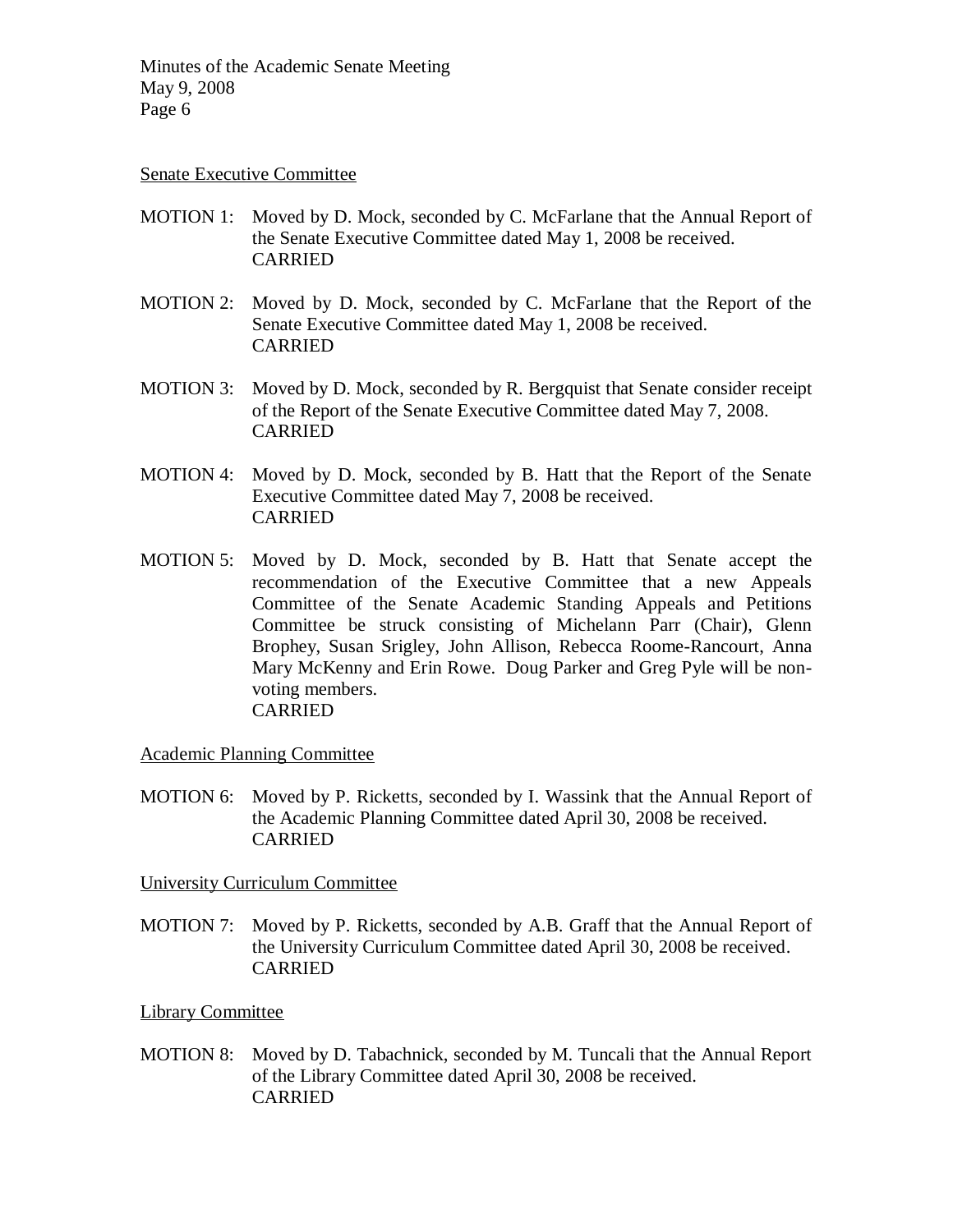Senate Executive Committee

MOTION 1: Moved by D. Mock, seconded by C. McFarlane that the Annual Report of the Senate Executive Committee dated May 1, 2008 be received.
CARRIED

MOTION 2: Moved by D. Mock, seconded by C. McFarlane that the Report of the Senate Executive Committee dated May 1, 2008 be received.
CARRIED

MOTION 3: Moved by D. Mock, seconded by R. Bergquist that Senate consider receipt of the Report of the Senate Executive Committee dated May 7, 2008.
CARRIED

MOTION 4: Moved by D. Mock, seconded by B. Hatt that the Report of the Senate Executive Committee dated May 7, 2008 be received.
CARRIED

MOTION 5: Moved by D. Mock, seconded by B. Hatt that Senate accept the recommendation of the Executive Committee that a new Appeals Committee of the Senate Academic Standing Appeals and Petitions Committee be struck consisting of Michelann Parr (Chair), Glenn Brophey, Susan Srigley, John Allison, Rebecca Roome-Rancourt, Anna Mary McKenny and Erin Rowe. Doug Parker and Greg Pyle will be non-voting members.
CARRIED

Academic Planning Committee

MOTION 6: Moved by P. Ricketts, seconded by I. Wassink that the Annual Report of the Academic Planning Committee dated April 30, 2008 be received.
CARRIED

University Curriculum Committee

MOTION 7: Moved by P. Ricketts, seconded by A.B. Graff that the Annual Report of the University Curriculum Committee dated April 30, 2008 be received.
CARRIED

Library Committee

MOTION 8: Moved by D. Tabachnick, seconded by M. Tuncali that the Annual Report of the Library Committee dated April 30, 2008 be received.
CARRIED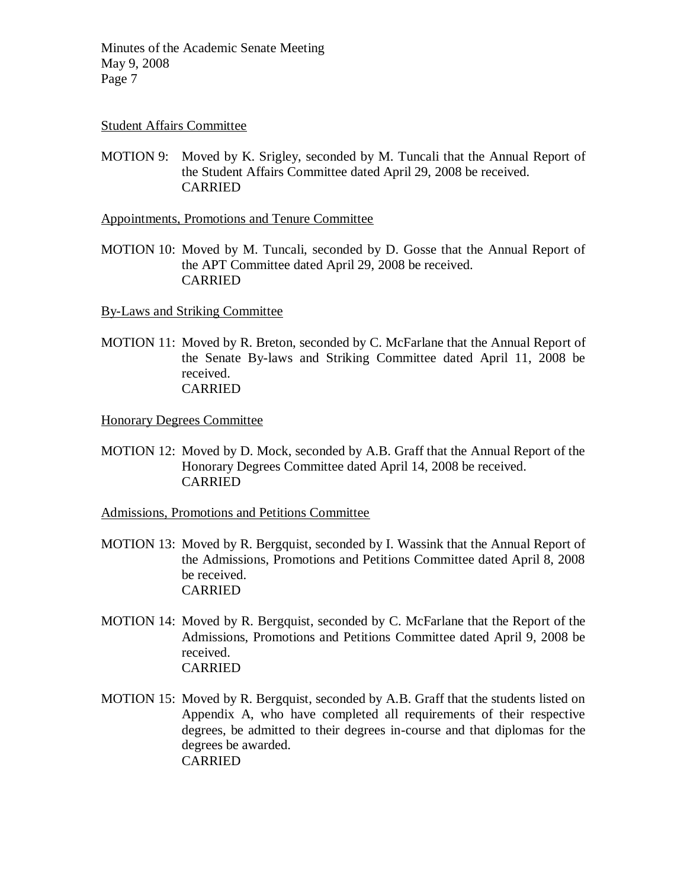Student Affairs Committee

MOTION 9: Moved by K. Srigley, seconded by M. Tuncali that the Annual Report of the Student Affairs Committee dated April 29, 2008 be received.
CARRIED

Appointments, Promotions and Tenure Committee

MOTION 10: Moved by M. Tuncali, seconded by D. Gosse that the Annual Report of the APT Committee dated April 29, 2008 be received.
CARRIED

By-Laws and Striking Committee

MOTION 11: Moved by R. Breton, seconded by C. McFarlane that the Annual Report of the Senate By-laws and Striking Committee dated April 11, 2008 be received.
CARRIED

Honorary Degrees Committee

MOTION 12: Moved by D. Mock, seconded by A.B. Graff that the Annual Report of the Honorary Degrees Committee dated April 14, 2008 be received.
CARRIED

Admissions, Promotions and Petitions Committee

MOTION 13: Moved by R. Bergquist, seconded by I. Wassink that the Annual Report of the Admissions, Promotions and Petitions Committee dated April 8, 2008 be received.
CARRIED

MOTION 14: Moved by R. Bergquist, seconded by C. McFarlane that the Report of the Admissions, Promotions and Petitions Committee dated April 9, 2008 be received.
CARRIED

MOTION 15: Moved by R. Bergquist, seconded by A.B. Graff that the students listed on Appendix A, who have completed all requirements of their respective degrees, be admitted to their degrees in-course and that diplomas for the degrees be awarded.
CARRIED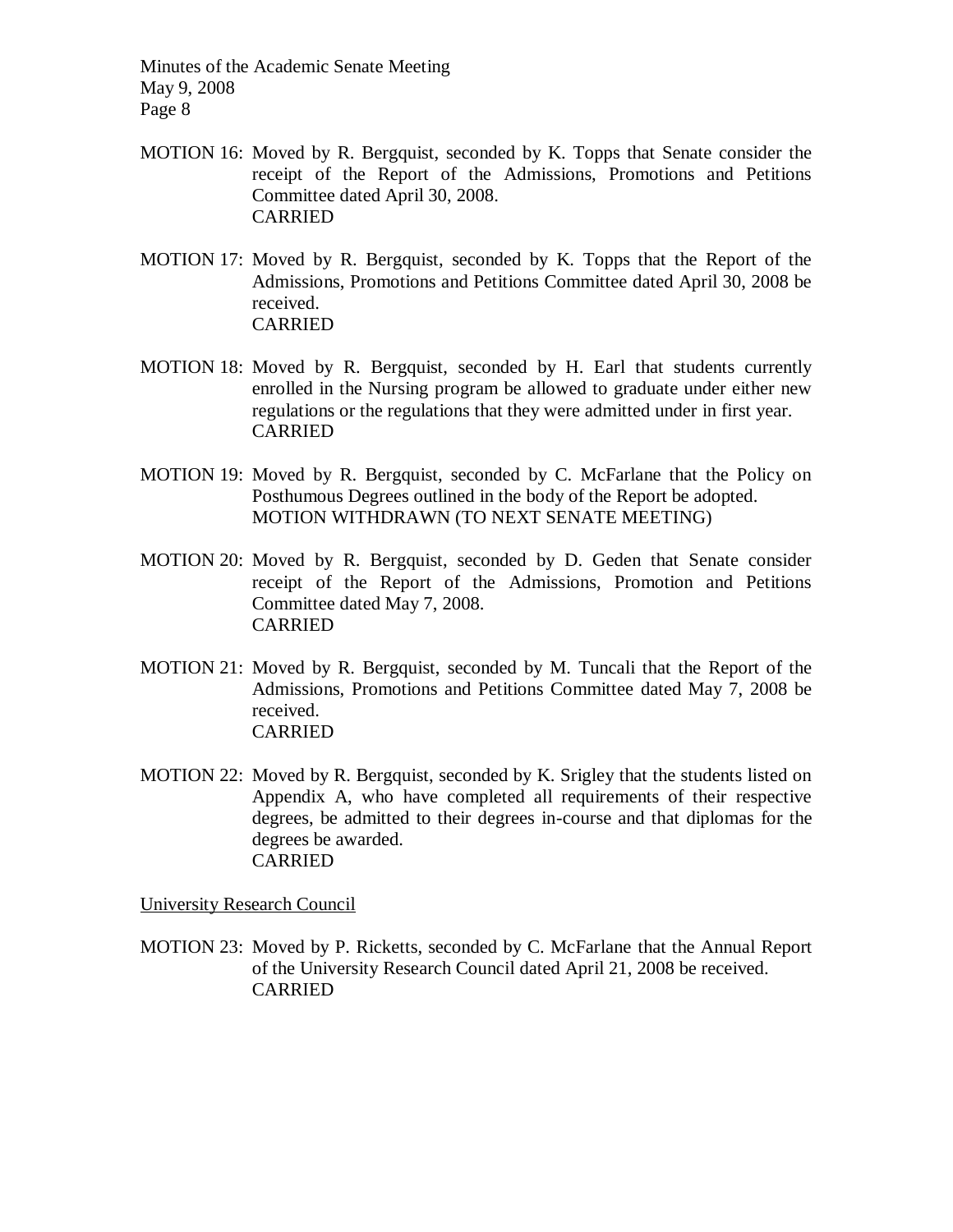MOTION 16: Moved by R. Bergquist, seconded by K. Topps that Senate consider the receipt of the Report of the Admissions, Promotions and Petitions Committee dated April 30, 2008.
CARRIED

MOTION 17: Moved by R. Bergquist, seconded by K. Topps that the Report of the Admissions, Promotions and Petitions Committee dated April 30, 2008 be received.
CARRIED

MOTION 18: Moved by R. Bergquist, seconded by H. Earl that students currently enrolled in the Nursing program be allowed to graduate under either new regulations or the regulations that they were admitted under in first year.
CARRIED

MOTION 19: Moved by R. Bergquist, seconded by C. McFarlane that the Policy on Posthumous Degrees outlined in the body of the Report be adopted.
MOTION WITHDRAWN (TO NEXT SENATE MEETING)

MOTION 20: Moved by R. Bergquist, seconded by D. Geden that Senate consider receipt of the Report of the Admissions, Promotion and Petitions Committee dated May 7, 2008.
CARRIED

MOTION 21: Moved by R. Bergquist, seconded by M. Tuncali that the Report of the Admissions, Promotions and Petitions Committee dated May 7, 2008 be received.
CARRIED

MOTION 22: Moved by R. Bergquist, seconded by K. Srigley that the students listed on Appendix A, who have completed all requirements of their respective degrees, be admitted to their degrees in-course and that diplomas for the degrees be awarded.
CARRIED

University Research Council

MOTION 23: Moved by P. Ricketts, seconded by C. McFarlane that the Annual Report of the University Research Council dated April 21, 2008 be received.
CARRIED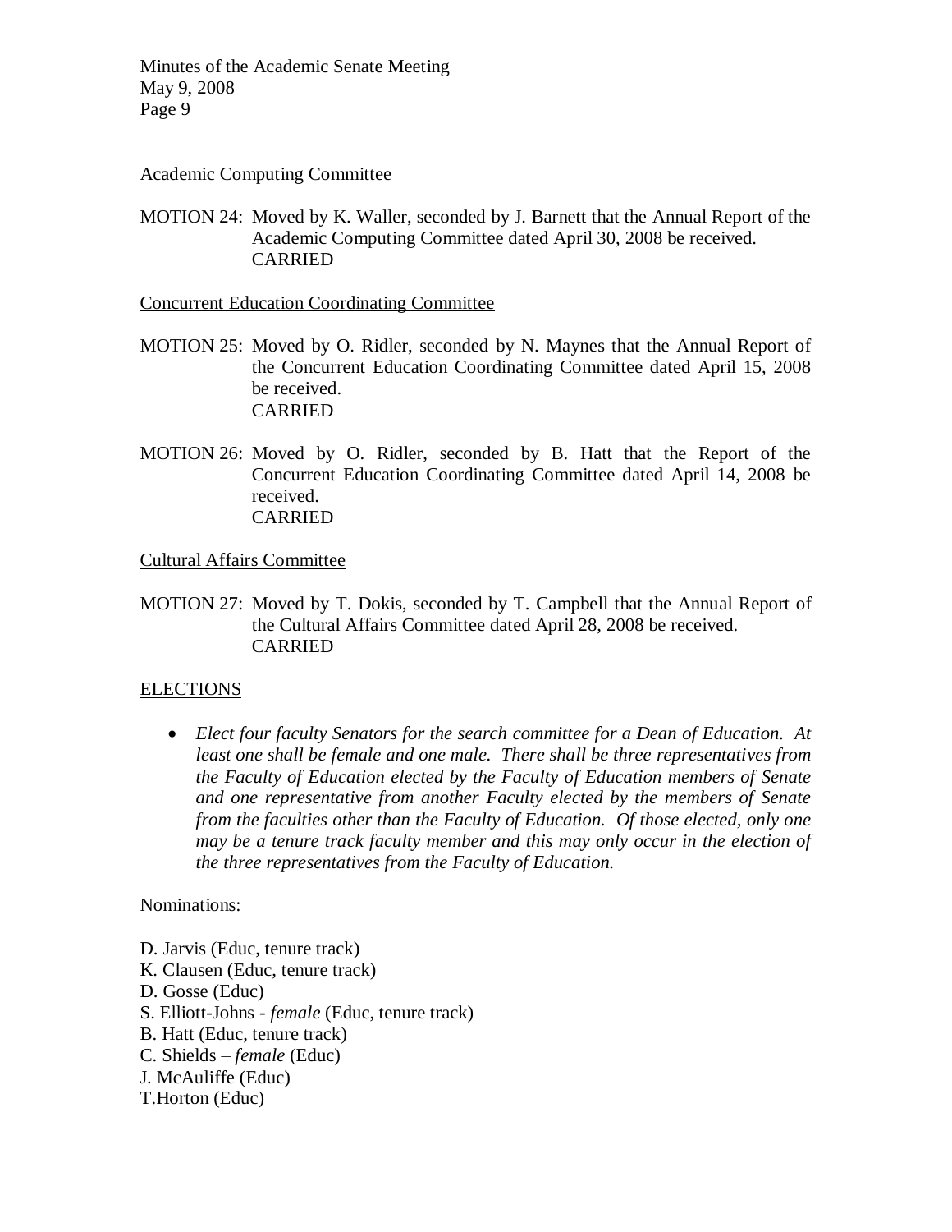Academic Computing Committee

MOTION 24: Moved by K. Waller, seconded by J. Barnett that the Annual Report of the Academic Computing Committee dated April 30, 2008 be received.
CARRIED

Concurrent Education Coordinating Committee

MOTION 25: Moved by O. Ridler, seconded by N. Maynes that the Annual Report of the Concurrent Education Coordinating Committee dated April 15, 2008 be received.
CARRIED

MOTION 26: Moved by O. Ridler, seconded by B. Hatt that the Report of the Concurrent Education Coordinating Committee dated April 14, 2008 be received.
CARRIED

Cultural Affairs Committee

MOTION 27: Moved by T. Dokis, seconded by T. Campbell that the Annual Report of the Cultural Affairs Committee dated April 28, 2008 be received.
CARRIED

## ELECTIONS

- *Elect four faculty Senators for the search committee for a Dean of Education. At least one shall be female and one male. There shall be three representatives from the Faculty of Education elected by the Faculty of Education members of Senate and one representative from another Faculty elected by the members of Senate from the faculties other than the Faculty of Education. Of those elected, only one may be a tenure track faculty member and this may only occur in the election of the three representatives from the Faculty of Education.*

Nominations:

D. Jarvis (Educ, tenure track)
K. Clausen (Educ, tenure track)
D. Gosse (Educ)
S. Elliott-Johns - *female* (Educ, tenure track)
B. Hatt (Educ, tenure track)
C. Shields – *female* (Educ)
J. McAuliffe (Educ)
T.Horton (Educ)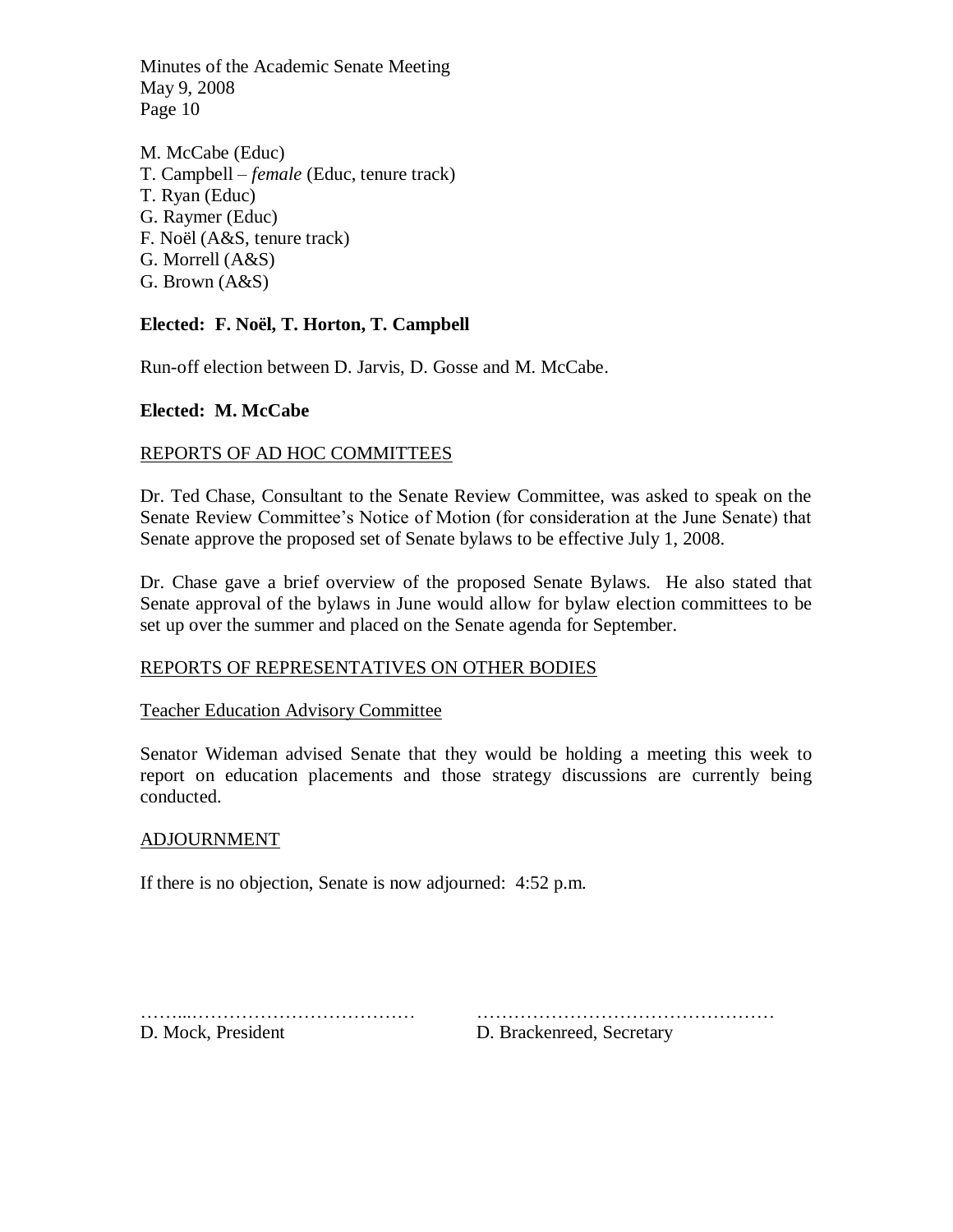M. McCabe (Educ)
T. Campbell – *female* (Educ, tenure track)
T. Ryan (Educ)
G. Raymer (Educ)
F. Noël (A&S, tenure track)
G. Morrell (A&S)
G. Brown (A&S)

**Elected: F. Noël, T. Horton, T. Campbell**

Run-off election between D. Jarvis, D. Gosse and M. McCabe.

**Elected: M. McCabe**

REPORTS OF AD HOC COMMITTEES

Dr. Ted Chase, Consultant to the Senate Review Committee, was asked to speak on the Senate Review Committee's Notice of Motion (for consideration at the June Senate) that Senate approve the proposed set of Senate bylaws to be effective July 1, 2008.

Dr. Chase gave a brief overview of the proposed Senate Bylaws. He also stated that Senate approval of the bylaws in June would allow for bylaw election committees to be set up over the summer and placed on the Senate agenda for September.

REPORTS OF REPRESENTATIVES ON OTHER BODIES

Teacher Education Advisory Committee

Senator Wideman advised Senate that they would be holding a meeting this week to report on education placements and those strategy discussions are currently being conducted.

ADJOURNMENT

If there is no objection, Senate is now adjourned: 4:52 p.m.

……..……………………………… …………………………………………
D. Mock, President D. Brackenreed, Secretary